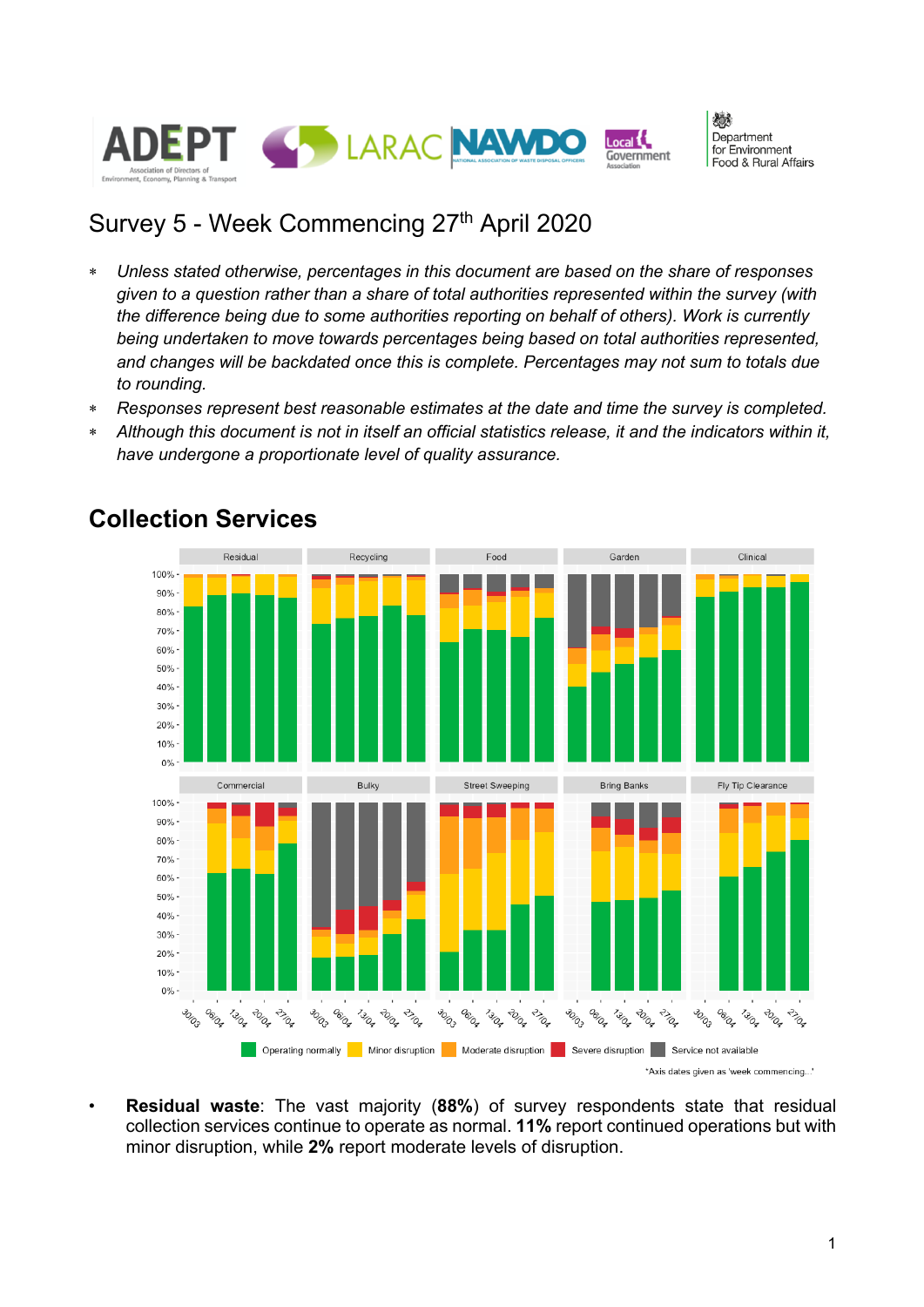# Survey 5 - Week Commencing 27th April 2020

* *Unless stated otherwise, percentages in this document are based on the share of responses given to a question rather than a share of total authorities represented within the survey (with the difference being due to some authorities reporting on behalf of others). Work is currently being undertaken to move towards percentages being based on total authorities represented, and changes will be backdated once this is complete. Percentages may not sum to totals due to rounding.*
* *Responses represent best reasonable estimates at the date and time the survey is completed.*
* *Although this document is not in itself an official statistics release, it and the indicators within it, have undergone a proportionate level of quality assurance.*

## Collection Services

- **Residual waste**: The vast majority (**88%**) of survey respondents state that residual collection services continue to operate as normal. **11%** report continued operations but with minor disruption, while **2%** report moderate levels of disruption.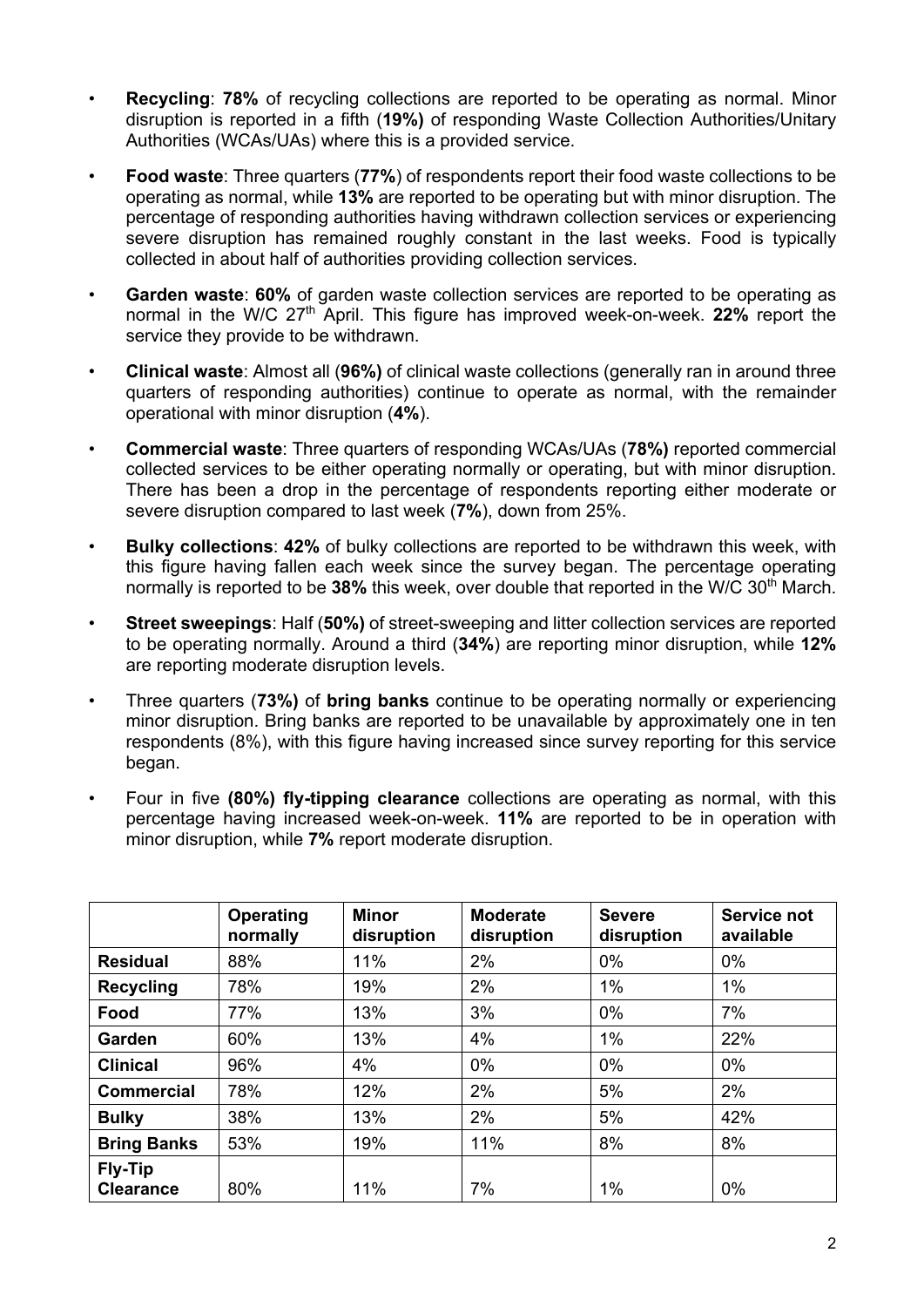- **Recycling**: **78%** of recycling collections are reported to be operating as normal. Minor disruption is reported in a fifth (**19%)** of responding Waste Collection Authorities/Unitary Authorities (WCAs/UAs) where this is a provided service.
- **Food waste**: Three quarters (**77%**) of respondents report their food waste collections to be operating as normal, while **13%** are reported to be operating but with minor disruption. The percentage of responding authorities having withdrawn collection services or experiencing severe disruption has remained roughly constant in the last weeks. Food is typically collected in about half of authorities providing collection services.
- **Garden waste**: **60%** of garden waste collection services are reported to be operating as normal in the W/C 27th April. This figure has improved week-on-week. **22%** report the service they provide to be withdrawn.
- **Clinical waste**: Almost all (**96%)** of clinical waste collections (generally ran in around three quarters of responding authorities) continue to operate as normal, with the remainder operational with minor disruption (**4%**).
- **Commercial waste**: Three quarters of responding WCAs/UAs (**78%)** reported commercial collected services to be either operating normally or operating, but with minor disruption. There has been a drop in the percentage of respondents reporting either moderate or severe disruption compared to last week (**7%**), down from 25%.
- **Bulky collections**: **42%** of bulky collections are reported to be withdrawn this week, with this figure having fallen each week since the survey began. The percentage operating normally is reported to be **38%** this week, over double that reported in the W/C 30th March.
- **Street sweepings**: Half (**50%)** of street-sweeping and litter collection services are reported to be operating normally. Around a third (**34%**) are reporting minor disruption, while **12%** are reporting moderate disruption levels.
- Three quarters (**73%)** of **bring banks** continue to be operating normally or experiencing minor disruption. Bring banks are reported to be unavailable by approximately one in ten respondents (8%), with this figure having increased since survey reporting for this service began.
- Four in five **(80%) fly-tipping clearance** collections are operating as normal, with this percentage having increased week-on-week. **11%** are reported to be in operation with minor disruption, while **7%** report moderate disruption.

| | Operating normally | Minor disruption | Moderate disruption | Severe disruption | Service not available |
|---|---|---|---|---|---|
| **Residual** | 88% | 11% | 2% | 0% | 0% |
| **Recycling** | 78% | 19% | 2% | 1% | 1% |
| **Food** | 77% | 13% | 3% | 0% | 7% |
| **Garden** | 60% | 13% | 4% | 1% | 22% |
| **Clinical** | 96% | 4% | 0% | 0% | 0% |
| **Commercial** | 78% | 12% | 2% | 5% | 2% |
| **Bulky** | 38% | 13% | 2% | 5% | 42% |
| **Bring Banks** | 53% | 19% | 11% | 8% | 8% |
| **Fly-Tip Clearance** | 80% | 11% | 7% | 1% | 0% |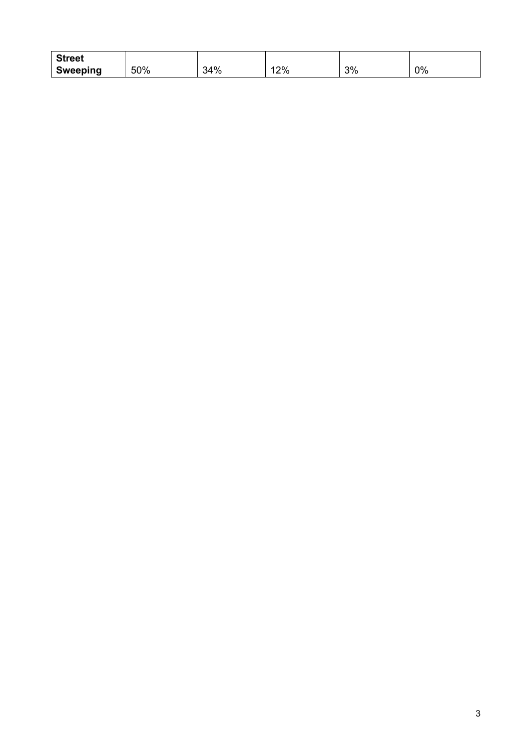| **Street Sweeping** | 50% | 34% | 12% | 3% | 0% |
|---|---|---|---|---|---|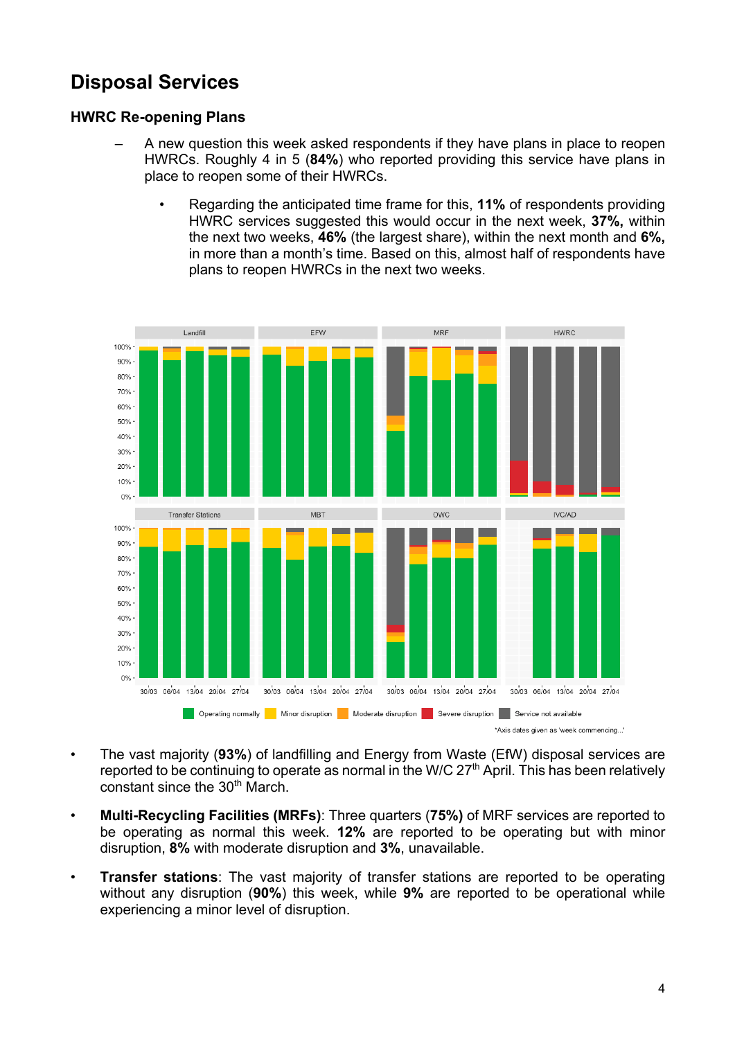# Disposal Services

## HWRC Re-opening Plans

– A new question this week asked respondents if they have plans in place to reopen HWRCs. Roughly 4 in 5 (**84%**) who reported providing this service have plans in place to reopen some of their HWRCs.

  - Regarding the anticipated time frame for this, **11%** of respondents providing HWRC services suggested this would occur in the next week, **37%,** within the next two weeks, **46%** (the largest share), within the next month and **6%,** in more than a month's time. Based on this, almost half of respondents have plans to reopen HWRCs in the next two weeks.

- The vast majority (**93%**) of landfilling and Energy from Waste (EfW) disposal services are reported to be continuing to operate as normal in the W/C 27th April. This has been relatively constant since the 30th March.

- **Multi-Recycling Facilities (MRFs)**: Three quarters (**75%)** of MRF services are reported to be operating as normal this week. **12%** are reported to be operating but with minor disruption, **8%** with moderate disruption and **3%**, unavailable.

- **Transfer stations**: The vast majority of transfer stations are reported to be operating without any disruption (**90%**) this week, while **9%** are reported to be operational while experiencing a minor level of disruption.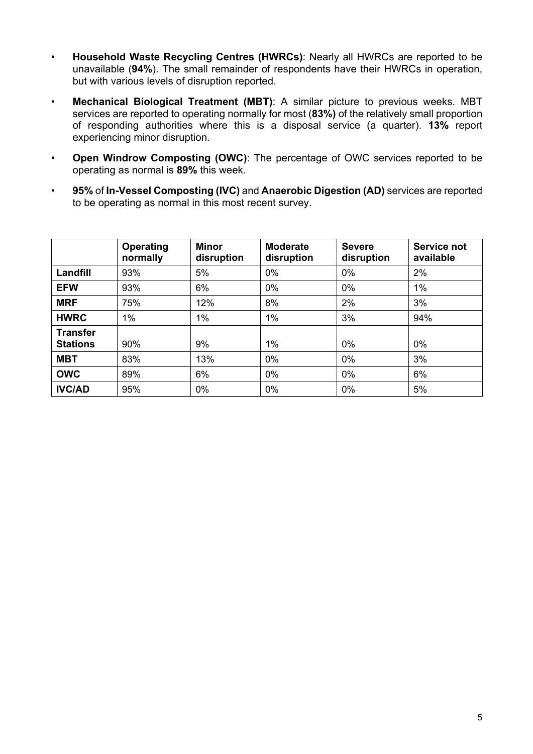- **Household Waste Recycling Centres (HWRCs)**: Nearly all HWRCs are reported to be unavailable (**94%**). The small remainder of respondents have their HWRCs in operation, but with various levels of disruption reported.
- **Mechanical Biological Treatment (MBT)**: A similar picture to previous weeks. MBT services are reported to operating normally for most (**83%)** of the relatively small proportion of responding authorities where this is a disposal service (a quarter). **13%** report experiencing minor disruption.
- **Open Windrow Composting (OWC)**: The percentage of OWC services reported to be operating as normal is **89%** this week.
- **95%** of **In-Vessel Composting (IVC)** and **Anaerobic Digestion (AD)** services are reported to be operating as normal in this most recent survey.

| | Operating normally | Minor disruption | Moderate disruption | Severe disruption | Service not available |
|---|---|---|---|---|---|
| **Landfill** | 93% | 5% | 0% | 0% | 2% |
| **EFW** | 93% | 6% | 0% | 0% | 1% |
| **MRF** | 75% | 12% | 8% | 2% | 3% |
| **HWRC** | 1% | 1% | 1% | 3% | 94% |
| **Transfer Stations** | 90% | 9% | 1% | 0% | 0% |
| **MBT** | 83% | 13% | 0% | 0% | 3% |
| **OWC** | 89% | 6% | 0% | 0% | 6% |
| **IVC/AD** | 95% | 0% | 0% | 0% | 5% |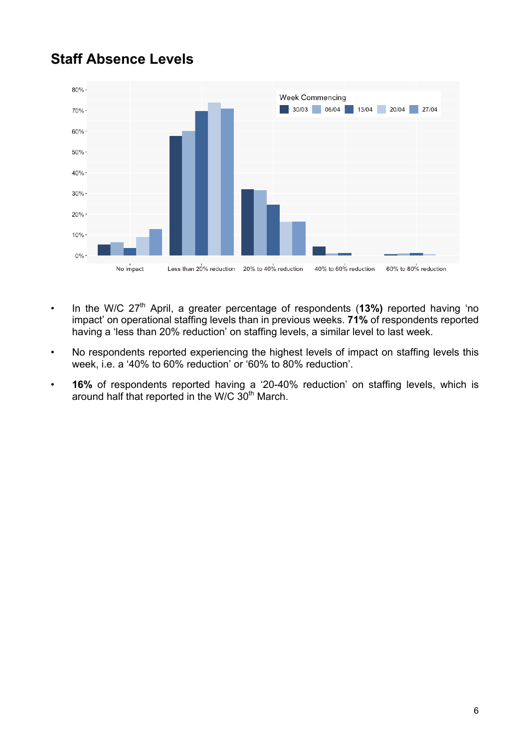## Staff Absence Levels

- In the W/C 27th April, a greater percentage of respondents (**13%)** reported having 'no impact' on operational staffing levels than in previous weeks. **71%** of respondents reported having a 'less than 20% reduction' on staffing levels, a similar level to last week.
- No respondents reported experiencing the highest levels of impact on staffing levels this week, i.e. a '40% to 60% reduction' or '60% to 80% reduction'.
- **16%** of respondents reported having a '20-40% reduction' on staffing levels, which is around half that reported in the W/C 30th March.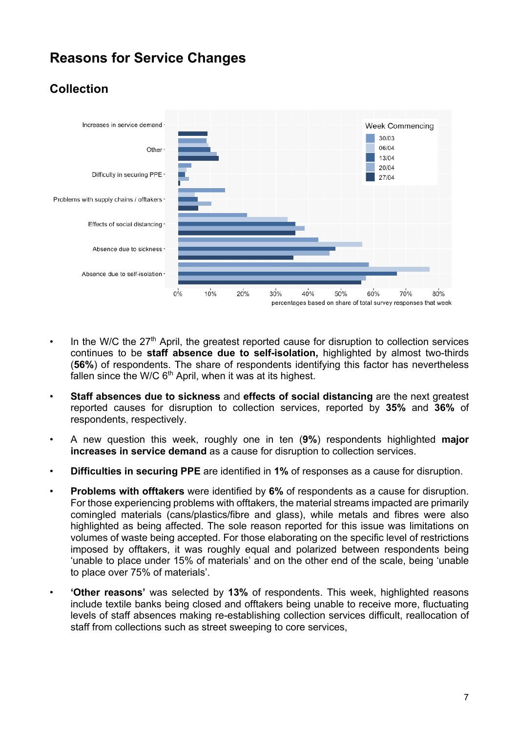# Reasons for Service Changes

## Collection

- In the W/C the 27th April, the greatest reported cause for disruption to collection services continues to be **staff absence due to self-isolation,** highlighted by almost two-thirds (**56%**) of respondents. The share of respondents identifying this factor has nevertheless fallen since the W/C 6th April, when it was at its highest.
- **Staff absences due to sickness** and **effects of social distancing** are the next greatest reported causes for disruption to collection services, reported by **35%** and **36%** of respondents, respectively.
- A new question this week, roughly one in ten (**9%**) respondents highlighted **major increases in service demand** as a cause for disruption to collection services.
- **Difficulties in securing PPE** are identified in **1%** of responses as a cause for disruption.
- **Problems with offtakers** were identified by **6%** of respondents as a cause for disruption. For those experiencing problems with offtakers, the material streams impacted are primarily comingled materials (cans/plastics/fibre and glass), while metals and fibres were also highlighted as being affected. The sole reason reported for this issue was limitations on volumes of waste being accepted. For those elaborating on the specific level of restrictions imposed by offtakers, it was roughly equal and polarized between respondents being 'unable to place under 15% of materials' and on the other end of the scale, being 'unable to place over 75% of materials'.
- **'Other reasons'** was selected by **13%** of respondents. This week, highlighted reasons include textile banks being closed and offtakers being unable to receive more, fluctuating levels of staff absences making re-establishing collection services difficult, reallocation of staff from collections such as street sweeping to core services,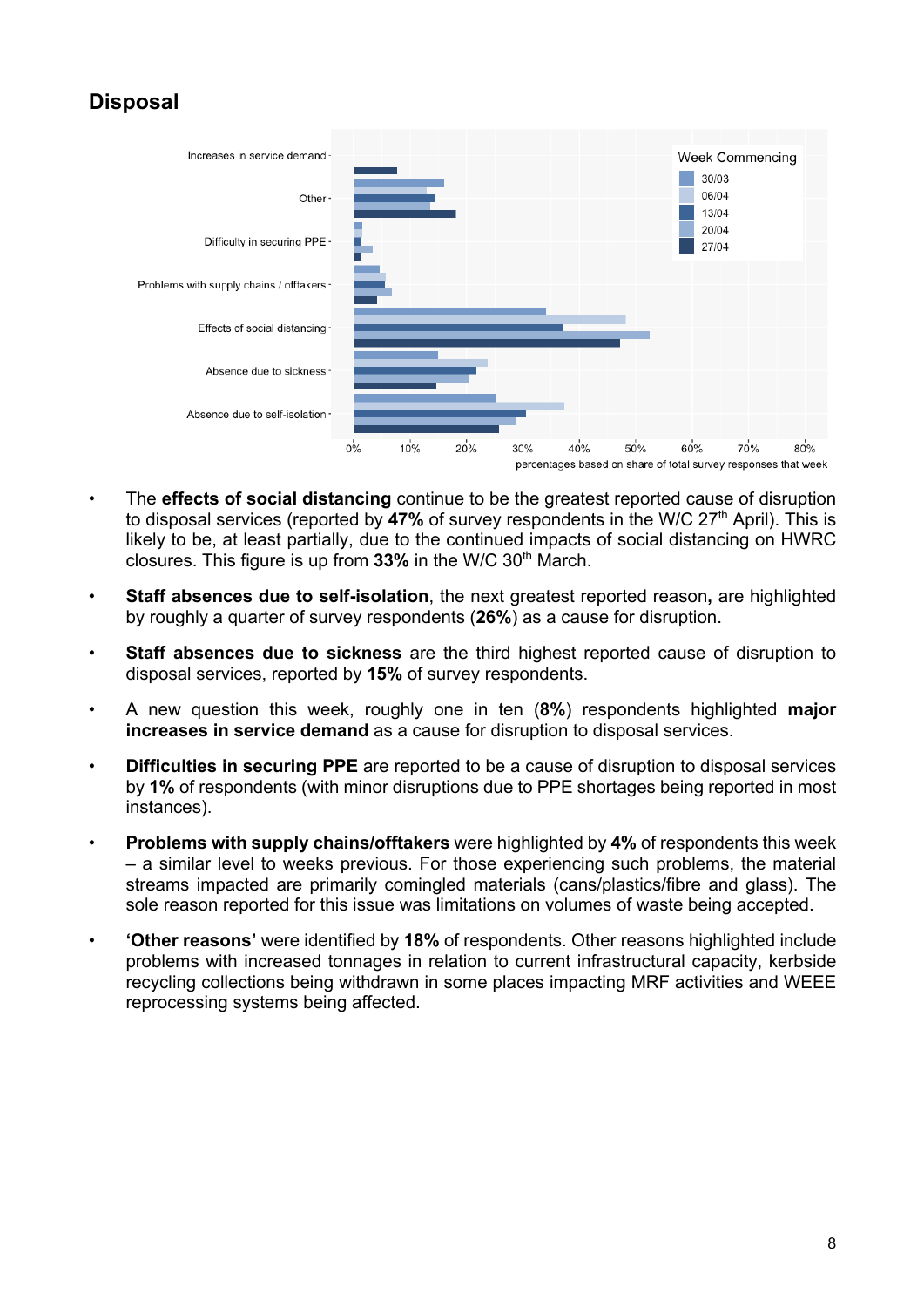## Disposal

- The **effects of social distancing** continue to be the greatest reported cause of disruption to disposal services (reported by **47%** of survey respondents in the W/C 27th April). This is likely to be, at least partially, due to the continued impacts of social distancing on HWRC closures. This figure is up from **33%** in the W/C 30th March.
- **Staff absences due to self-isolation**, the next greatest reported reason**,** are highlighted by roughly a quarter of survey respondents (**26%**) as a cause for disruption.
- **Staff absences due to sickness** are the third highest reported cause of disruption to disposal services, reported by **15%** of survey respondents.
- A new question this week, roughly one in ten (**8%**) respondents highlighted **major increases in service demand** as a cause for disruption to disposal services.
- **Difficulties in securing PPE** are reported to be a cause of disruption to disposal services by **1%** of respondents (with minor disruptions due to PPE shortages being reported in most instances).
- **Problems with supply chains/offtakers** were highlighted by **4%** of respondents this week – a similar level to weeks previous. For those experiencing such problems, the material streams impacted are primarily comingled materials (cans/plastics/fibre and glass). The sole reason reported for this issue was limitations on volumes of waste being accepted.
- **'Other reasons'** were identified by **18%** of respondents. Other reasons highlighted include problems with increased tonnages in relation to current infrastructural capacity, kerbside recycling collections being withdrawn in some places impacting MRF activities and WEEE reprocessing systems being affected.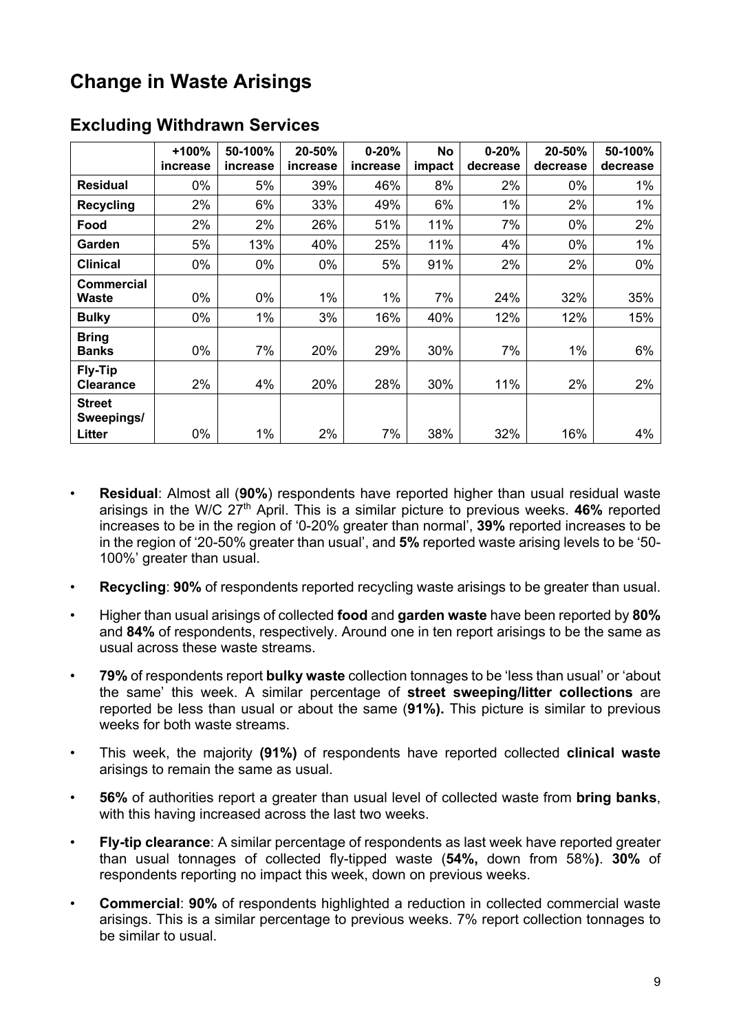# Change in Waste Arisings

## Excluding Withdrawn Services

| | +100% increase | 50-100% increase | 20-50% increase | 0-20% increase | No impact | 0-20% decrease | 20-50% decrease | 50-100% decrease |
|---|---|---|---|---|---|---|---|---|
| **Residual** | 0% | 5% | 39% | 46% | 8% | 2% | 0% | 1% |
| **Recycling** | 2% | 6% | 33% | 49% | 6% | 1% | 2% | 1% |
| **Food** | 2% | 2% | 26% | 51% | 11% | 7% | 0% | 2% |
| **Garden** | 5% | 13% | 40% | 25% | 11% | 4% | 0% | 1% |
| **Clinical** | 0% | 0% | 0% | 5% | 91% | 2% | 2% | 0% |
| **Commercial Waste** | 0% | 0% | 1% | 1% | 7% | 24% | 32% | 35% |
| **Bulky** | 0% | 1% | 3% | 16% | 40% | 12% | 12% | 15% |
| **Bring Banks** | 0% | 7% | 20% | 29% | 30% | 7% | 1% | 6% |
| **Fly-Tip Clearance** | 2% | 4% | 20% | 28% | 30% | 11% | 2% | 2% |
| **Street Sweepings/ Litter** | 0% | 1% | 2% | 7% | 38% | 32% | 16% | 4% |

- **Residual**: Almost all (**90%**) respondents have reported higher than usual residual waste arisings in the W/C 27th April. This is a similar picture to previous weeks. **46%** reported increases to be in the region of '0-20% greater than normal', **39%** reported increases to be in the region of '20-50% greater than usual', and **5%** reported waste arising levels to be '50-100%' greater than usual.
- **Recycling**: **90%** of respondents reported recycling waste arisings to be greater than usual.
- Higher than usual arisings of collected **food** and **garden waste** have been reported by **80%** and **84%** of respondents, respectively. Around one in ten report arisings to be the same as usual across these waste streams.
- **79%** of respondents report **bulky waste** collection tonnages to be 'less than usual' or 'about the same' this week. A similar percentage of **street sweeping/litter collections** are reported be less than usual or about the same (**91%).** This picture is similar to previous weeks for both waste streams.
- This week, the majority **(91%)** of respondents have reported collected **clinical waste** arisings to remain the same as usual.
- **56%** of authorities report a greater than usual level of collected waste from **bring banks**, with this having increased across the last two weeks.
- **Fly-tip clearance**: A similar percentage of respondents as last week have reported greater than usual tonnages of collected fly-tipped waste (**54%,** down from 58%**)**. **30%** of respondents reporting no impact this week, down on previous weeks.
- **Commercial**: **90%** of respondents highlighted a reduction in collected commercial waste arisings. This is a similar percentage to previous weeks. 7% report collection tonnages to be similar to usual.